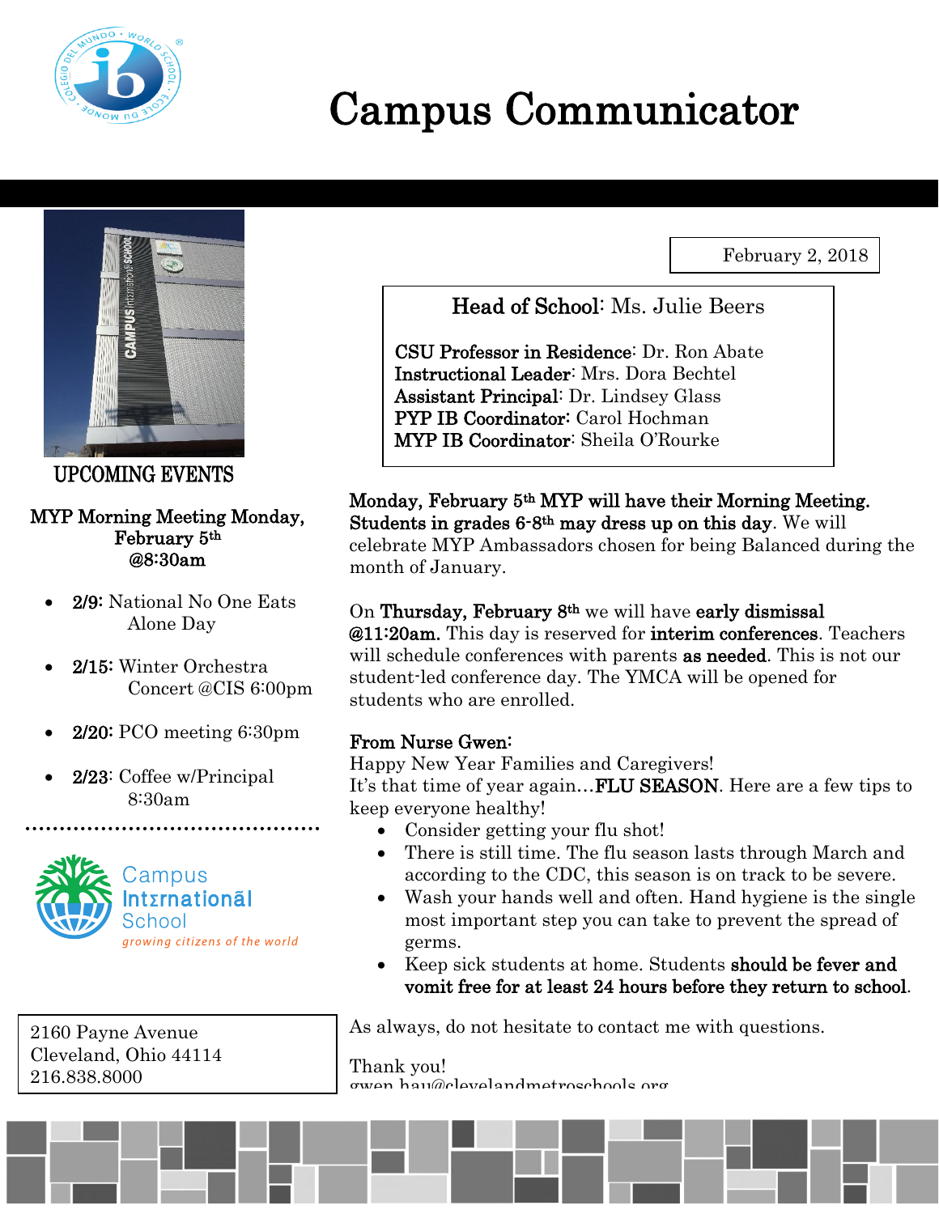# Campus Communicator

February 2, 2018

**Head of School**: Ms. Julie Beers

**CSU Professor in Residence**: Dr. Ron Abate
**Instructional Leader**: Mrs. Dora Bechtel
**Assistant Principal**: Dr. Lindsey Glass
**PYP IB Coordinator**: Carol Hochman
**MYP IB Coordinator**: Sheila O'Rourke

## UPCOMING EVENTS

**MYP Morning Meeting Monday, February 5th @8:30am**

- **2/9:** National No One Eats Alone Day
- **2/15:** Winter Orchestra Concert @CIS 6:00pm
- **2/20:** PCO meeting 6:30pm
- **2/23**: Coffee w/Principal 8:30am

Campus International School
*growing citizens of the world*

2160 Payne Avenue
Cleveland, Ohio 44114
216.838.8000

**Monday, February 5th MYP will have their Morning Meeting. Students in grades 6-8th may dress up on this day**. We will celebrate MYP Ambassadors chosen for being Balanced during the month of January.

On **Thursday, February 8th** we will have **early dismissal @11:20am.** This day is reserved for **interim conferences**. Teachers will schedule conferences with parents **as needed**. This is not our student-led conference day. The YMCA will be opened for students who are enrolled.

**From Nurse Gwen:**
Happy New Year Families and Caregivers!
It's that time of year again…**FLU SEASON**. Here are a few tips to keep everyone healthy!

- Consider getting your flu shot!
- There is still time. The flu season lasts through March and according to the CDC, this season is on track to be severe.
- Wash your hands well and often. Hand hygiene is the single most important step you can take to prevent the spread of germs.
- Keep sick students at home. Students **should be fever and vomit free for at least 24 hours before they return to school**.

As always, do not hesitate to contact me with questions.

Thank you!
gwen.hau@clevelandmetroschools.org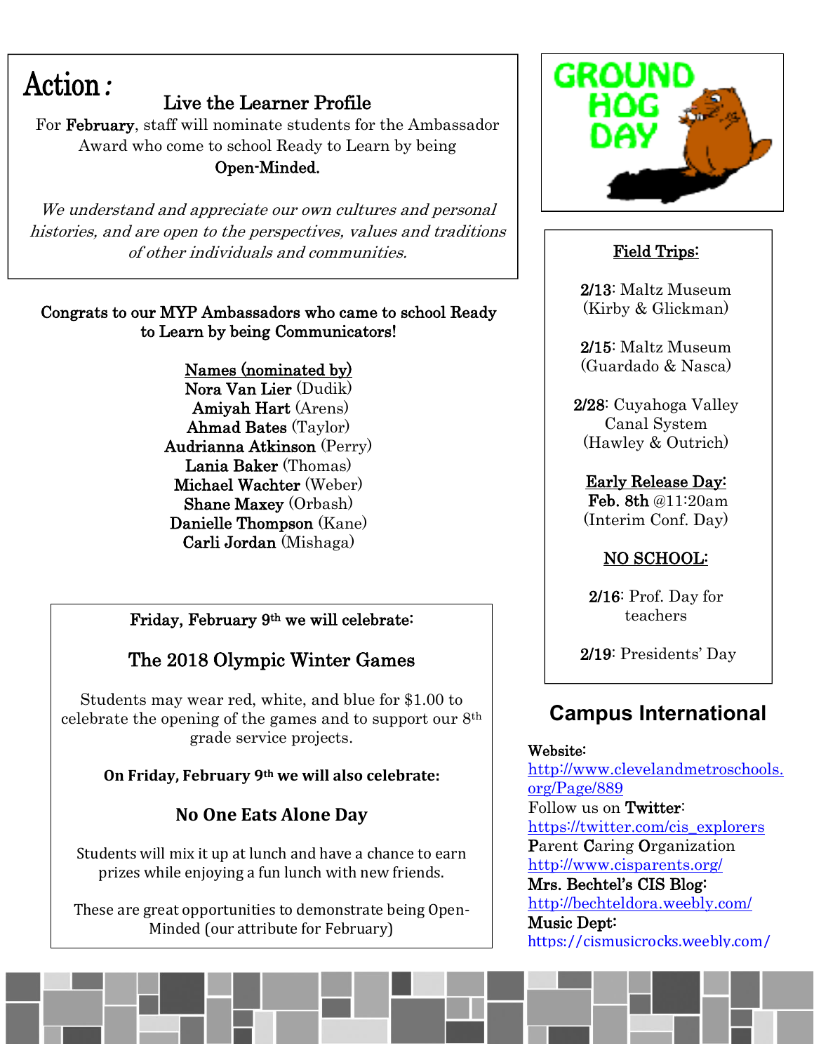# Action: Live the Learner Profile

For **February**, staff will nominate students for the Ambassador Award who come to school Ready to Learn by being **Open-Minded.**

*We understand and appreciate our own cultures and personal histories, and are open to the perspectives, values and traditions of other individuals and communities.*

**Congrats to our MYP Ambassadors who came to school Ready to Learn by being Communicators!**

**Names (nominated by)**

**Nora Van Lier** (Dudik)
**Amiyah Hart** (Arens)
**Ahmad Bates** (Taylor)
**Audrianna Atkinson** (Perry)
**Lania Baker** (Thomas)
**Michael Wachter** (Weber)
**Shane Maxey** (Orbash)
**Danielle Thompson** (Kane)
**Carli Jordan** (Mishaga)

**Friday, February 9th we will celebrate:**

## The 2018 Olympic Winter Games

Students may wear red, white, and blue for $1.00 to celebrate the opening of the games and to support our 8th grade service projects.

**On Friday, February 9th we will also celebrate:**

## No One Eats Alone Day

Students will mix it up at lunch and have a chance to earn prizes while enjoying a fun lunch with new friends.

These are great opportunities to demonstrate being Open-Minded (our attribute for February)

GROUND HOG DAY

**Field Trips:**

**2/13**: Maltz Museum (Kirby & Glickman)

**2/15**: Maltz Museum (Guardado & Nasca)

**2/28**: Cuyahoga Valley Canal System (Hawley & Outrich)

**Early Release Day:**
**Feb. 8th** @11:20am (Interim Conf. Day)

**NO SCHOOL:**

**2/16**: Prof. Day for teachers

**2/19**: Presidents' Day

## Campus International

**Website:**
http://www.clevelandmetroschools.org/Page/889
Follow us on **Twitter**:
https://twitter.com/cis_explorers
**P**arent **C**aring **O**rganization
http://www.cisparents.org/
**Mrs. Bechtel's CIS Blog:**
http://bechteldora.weebly.com/
**Music Dept:**
https://cismusicrocks.weebly.com/